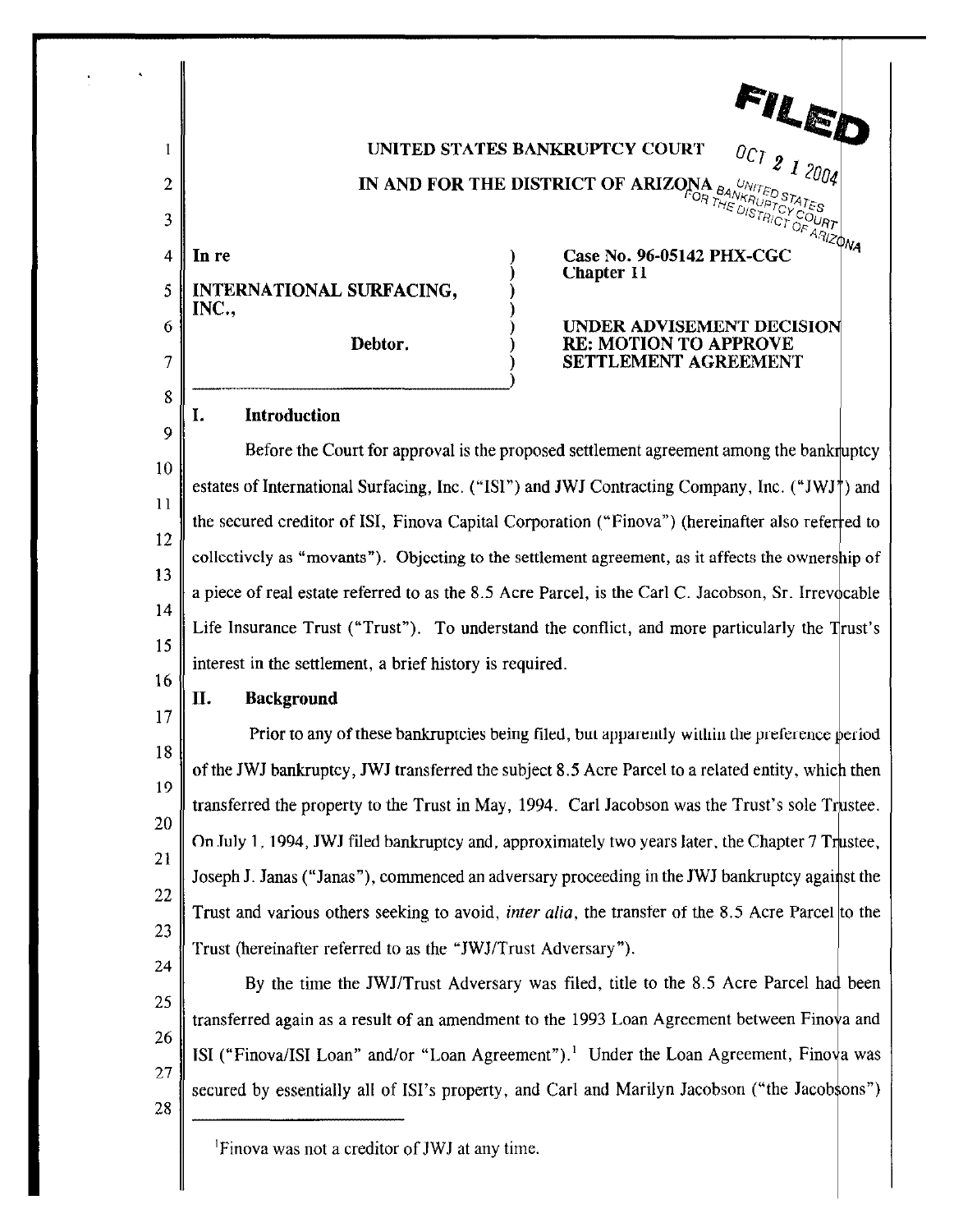FILED
OCT 21 2004
UNITED STATES BANKRUPTCY COURT FOR THE DISTRICT OF ARIZONA

**UNITED STATES BANKRUPTCY COURT**

**IN AND FOR THE DISTRICT OF ARIZONA**

| | |
|---|---|
| **In re** <br><br> **INTERNATIONAL SURFACING, INC.,** <br><br> **Debtor.** | **Case No. 96-05142 PHX-CGC** <br> **Chapter 11** <br><br> **UNDER ADVISEMENT DECISION RE: MOTION TO APPROVE SETTLEMENT AGREEMENT** |

## I. Introduction

Before the Court for approval is the proposed settlement agreement among the bankruptcy estates of International Surfacing, Inc. ("ISI") and JWJ Contracting Company, Inc. ("JWJ") and the secured creditor of ISI, Finova Capital Corporation ("Finova") (hereinafter also referred to collectively as "movants"). Objecting to the settlement agreement, as it affects the ownership of a piece of real estate referred to as the 8.5 Acre Parcel, is the Carl C. Jacobson, Sr. Irrevocable Life Insurance Trust ("Trust"). To understand the conflict, and more particularly the Trust's interest in the settlement, a brief history is required.

## II. Background

Prior to any of these bankruptcies being filed, but apparently within the preference period of the JWJ bankruptcy, JWJ transferred the subject 8.5 Acre Parcel to a related entity, which then transferred the property to the Trust in May, 1994. Carl Jacobson was the Trust's sole Trustee. On July 1, 1994, JWJ filed bankruptcy and, approximately two years later, the Chapter 7 Trustee, Joseph J. Janas ("Janas"), commenced an adversary proceeding in the JWJ bankruptcy against the Trust and various others seeking to avoid, *inter alia*, the transfer of the 8.5 Acre Parcel to the Trust (hereinafter referred to as the "JWJ/Trust Adversary").

By the time the JWJ/Trust Adversary was filed, title to the 8.5 Acre Parcel had been transferred again as a result of an amendment to the 1993 Loan Agreement between Finova and ISI ("Finova/ISI Loan" and/or "Loan Agreement").[1] Under the Loan Agreement, Finova was secured by essentially all of ISI's property, and Carl and Marilyn Jacobson ("the Jacobsons")

---

[1] Finova was not a creditor of JWJ at any time.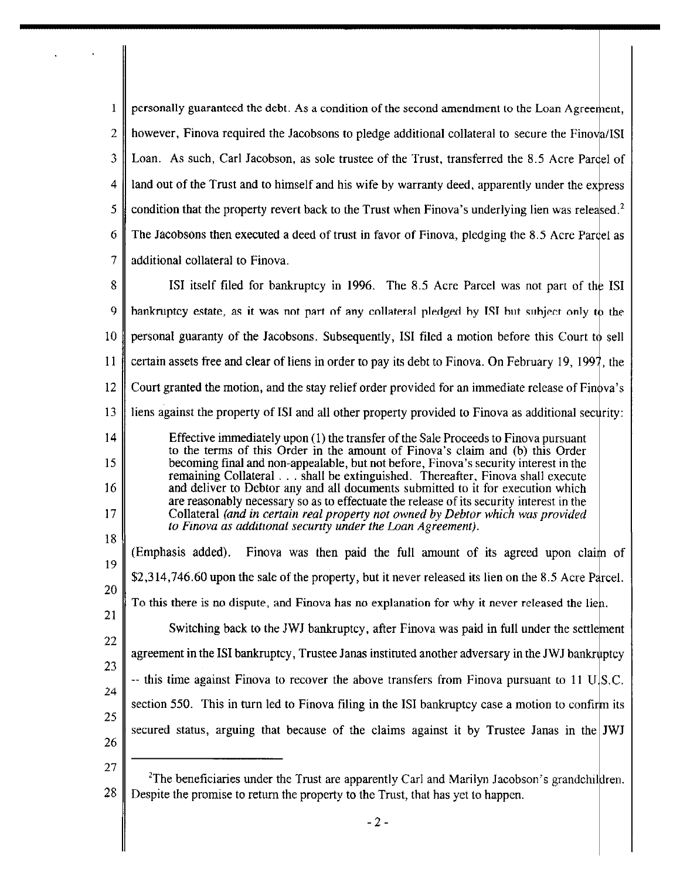personally guaranteed the debt. As a condition of the second amendment to the Loan Agreement, however, Finova required the Jacobsons to pledge additional collateral to secure the Finova/ISI Loan. As such, Carl Jacobson, as sole trustee of the Trust, transferred the 8.5 Acre Parcel of land out of the Trust and to himself and his wife by warranty deed, apparently under the express condition that the property revert back to the Trust when Finova's underlying lien was released.[2] The Jacobsons then executed a deed of trust in favor of Finova, pledging the 8.5 Acre Parcel as additional collateral to Finova.

ISI itself filed for bankruptcy in 1996. The 8.5 Acre Parcel was not part of the ISI bankruptcy estate, as it was not part of any collateral pledged by ISI but subject only to the personal guaranty of the Jacobsons. Subsequently, ISI filed a motion before this Court to sell certain assets free and clear of liens in order to pay its debt to Finova. On February 19, 1997, the Court granted the motion, and the stay relief order provided for an immediate release of Finova's liens against the property of ISI and all other property provided to Finova as additional security:

> Effective immediately upon (1) the transfer of the Sale Proceeds to Finova pursuant to the terms of this Order in the amount of Finova's claim and (b) this Order becoming final and non-appealable, but not before, Finova's security interest in the remaining Collateral . . . shall be extinguished. Thereafter, Finova shall execute and deliver to Debtor any and all documents submitted to it for execution which are reasonably necessary so as to effectuate the release of its security interest in the Collateral *(and in certain real property not owned by Debtor which was provided to Finova as additional security under the Loan Agreement).*

(Emphasis added). Finova was then paid the full amount of its agreed upon claim of \$2,314,746.60 upon the sale of the property, but it never released its lien on the 8.5 Acre Parcel. To this there is no dispute, and Finova has no explanation for why it never released the lien.

Switching back to the JWJ bankruptcy, after Finova was paid in full under the settlement agreement in the ISI bankruptcy, Trustee Janas instituted another adversary in the JWJ bankruptcy -- this time against Finova to recover the above transfers from Finova pursuant to 11 U.S.C. section 550. This in turn led to Finova filing in the ISI bankruptcy case a motion to confirm its secured status, arguing that because of the claims against it by Trustee Janas in the JWJ

---

[2] The beneficiaries under the Trust are apparently Carl and Marilyn Jacobson's grandchildren. Despite the promise to return the property to the Trust, that has yet to happen.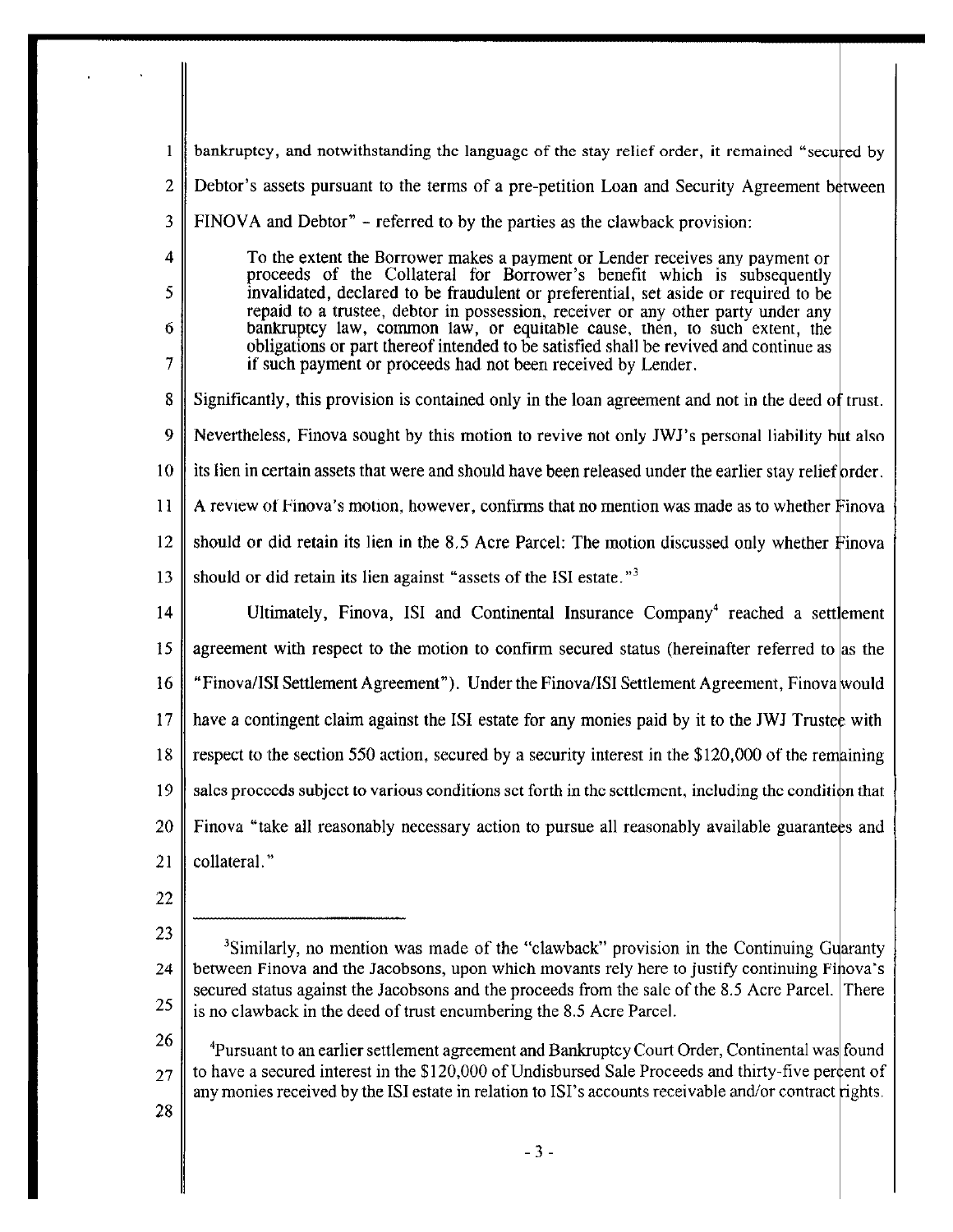bankruptcy, and notwithstanding the language of the stay relief order, it remained "secured by Debtor's assets pursuant to the terms of a pre-petition Loan and Security Agreement between FINOVA and Debtor" – referred to by the parties as the clawback provision:

> To the extent the Borrower makes a payment or Lender receives any payment or proceeds of the Collateral for Borrower's benefit which is subsequently invalidated, declared to be fraudulent or preferential, set aside or required to be repaid to a trustee, debtor in possession, receiver or any other party under any bankruptcy law, common law, or equitable cause, then, to such extent, the obligations or part thereof intended to be satisfied shall be revived and continue as if such payment or proceeds had not been received by Lender.

Significantly, this provision is contained only in the loan agreement and not in the deed of trust. Nevertheless, Finova sought by this motion to revive not only JWJ's personal liability but also its lien in certain assets that were and should have been released under the earlier stay relief order. A review of Finova's motion, however, confirms that no mention was made as to whether Finova should or did retain its lien in the 8.5 Acre Parcel: The motion discussed only whether Finova should or did retain its lien against "assets of the ISI estate."[3]

Ultimately, Finova, ISI and Continental Insurance Company[4] reached a settlement agreement with respect to the motion to confirm secured status (hereinafter referred to as the "Finova/ISI Settlement Agreement"). Under the Finova/ISI Settlement Agreement, Finova would have a contingent claim against the ISI estate for any monies paid by it to the JWJ Trustee with respect to the section 550 action, secured by a security interest in the $120,000 of the remaining sales proceeds subject to various conditions set forth in the settlement, including the condition that Finova "take all reasonably necessary action to pursue all reasonably available guarantees and collateral."

---

[3]Similarly, no mention was made of the "clawback" provision in the Continuing Guaranty between Finova and the Jacobsons, upon which movants rely here to justify continuing Finova's secured status against the Jacobsons and the proceeds from the sale of the 8.5 Acre Parcel. There is no clawback in the deed of trust encumbering the 8.5 Acre Parcel.

[4]Pursuant to an earlier settlement agreement and Bankruptcy Court Order, Continental was found to have a secured interest in the $120,000 of Undisbursed Sale Proceeds and thirty-five percent of any monies received by the ISI estate in relation to ISI's accounts receivable and/or contract rights.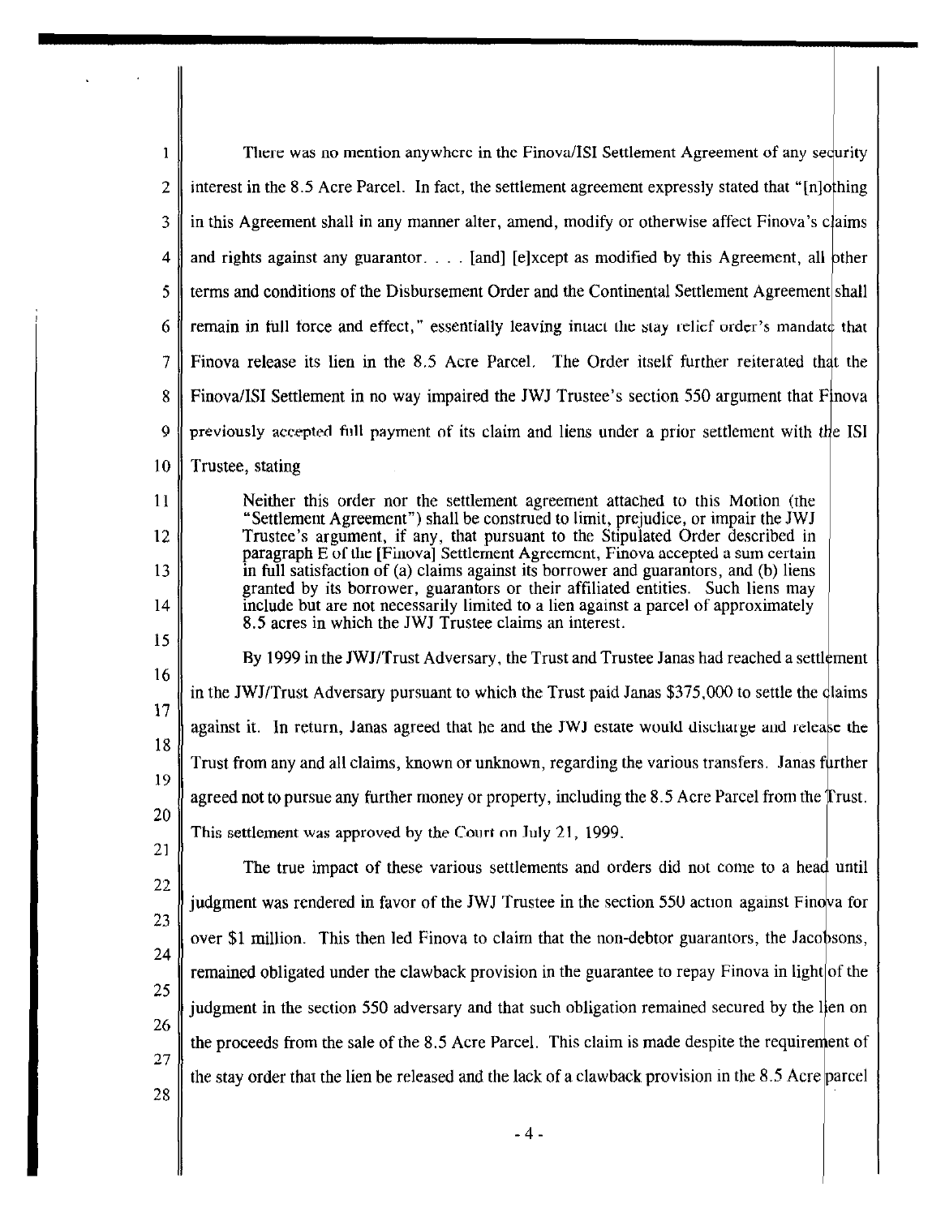There was no mention anywhere in the Finova/ISI Settlement Agreement of any security interest in the 8.5 Acre Parcel. In fact, the settlement agreement expressly stated that "[n]othing in this Agreement shall in any manner alter, amend, modify or otherwise affect Finova's claims and rights against any guarantor. . . . [and] [e]xcept as modified by this Agreement, all other terms and conditions of the Disbursement Order and the Continental Settlement Agreement shall remain in full force and effect," essentially leaving intact the stay relief order's mandate that Finova release its lien in the 8.5 Acre Parcel. The Order itself further reiterated that the Finova/ISI Settlement in no way impaired the JWJ Trustee's section 550 argument that Finova previously accepted full payment of its claim and liens under a prior settlement with the ISI Trustee, stating

> Neither this order nor the settlement agreement attached to this Motion (the "Settlement Agreement") shall be construed to limit, prejudice, or impair the JWJ Trustee's argument, if any, that pursuant to the Stipulated Order described in paragraph E of the [Finova] Settlement Agreement, Finova accepted a sum certain in full satisfaction of (a) claims against its borrower and guarantors, and (b) liens granted by its borrower, guarantors or their affiliated entities. Such liens may include but are not necessarily limited to a lien against a parcel of approximately 8.5 acres in which the JWJ Trustee claims an interest.

By 1999 in the JWJ/Trust Adversary, the Trust and Trustee Janas had reached a settlement in the JWJ/Trust Adversary pursuant to which the Trust paid Janas $375,000 to settle the claims against it. In return, Janas agreed that he and the JWJ estate would discharge and release the Trust from any and all claims, known or unknown, regarding the various transfers. Janas further agreed not to pursue any further money or property, including the 8.5 Acre Parcel from the Trust. This settlement was approved by the Court on July 21, 1999.

The true impact of these various settlements and orders did not come to a head until judgment was rendered in favor of the JWJ Trustee in the section 550 action against Finova for over $1 million. This then led Finova to claim that the non-debtor guarantors, the Jacobsons, remained obligated under the clawback provision in the guarantee to repay Finova in light of the judgment in the section 550 adversary and that such obligation remained secured by the lien on the proceeds from the sale of the 8.5 Acre Parcel. This claim is made despite the requirement of the stay order that the lien be released and the lack of a clawback provision in the 8.5 Acre parcel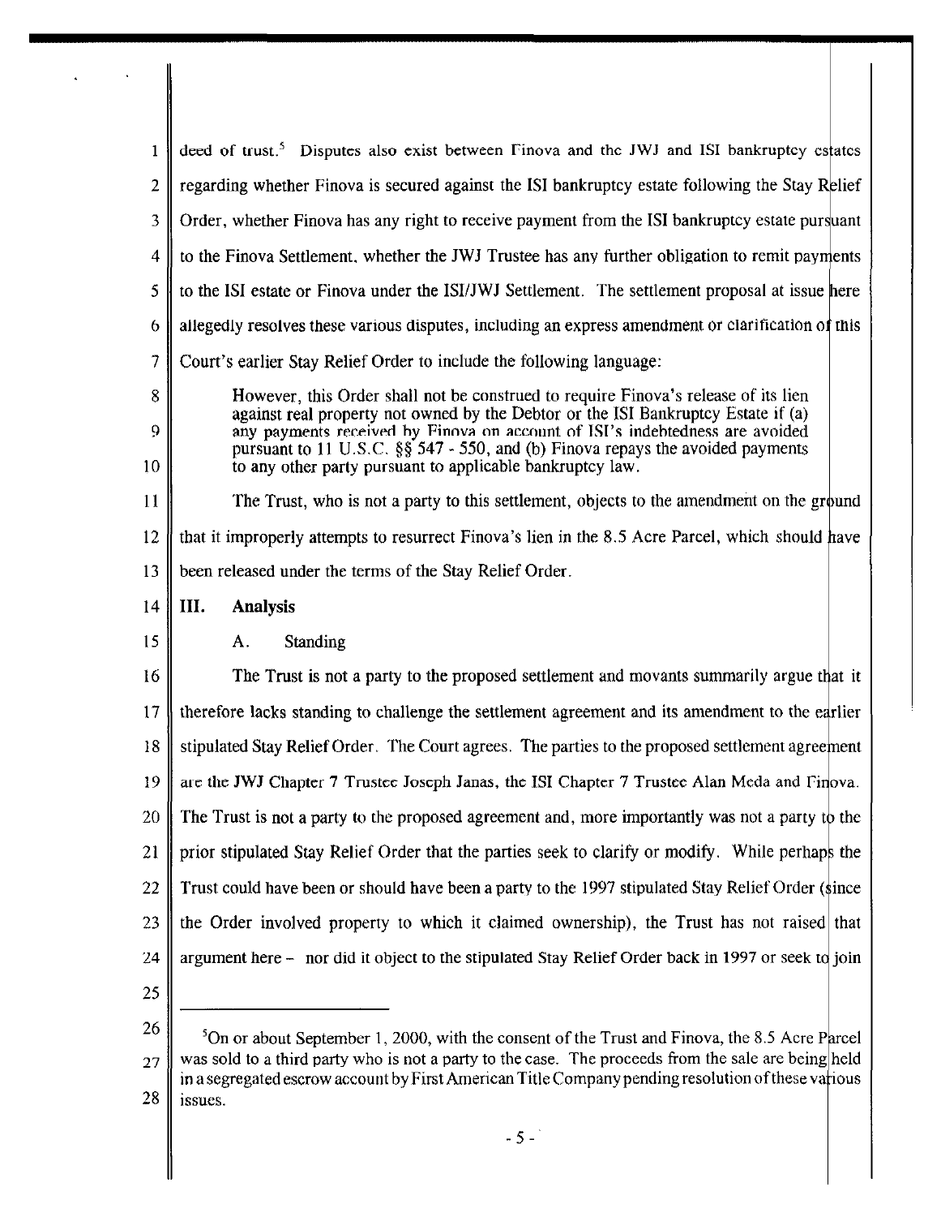deed of trust.[5] Disputes also exist between Finova and the JWJ and ISI bankruptcy estates regarding whether Finova is secured against the ISI bankruptcy estate following the Stay Relief Order, whether Finova has any right to receive payment from the ISI bankruptcy estate pursuant to the Finova Settlement, whether the JWJ Trustee has any further obligation to remit payments to the ISI estate or Finova under the ISI/JWJ Settlement. The settlement proposal at issue here allegedly resolves these various disputes, including an express amendment or clarification of this Court's earlier Stay Relief Order to include the following language:

> However, this Order shall not be construed to require Finova's release of its lien against real property not owned by the Debtor or the ISI Bankruptcy Estate if (a) any payments received by Finova on account of ISI's indebtedness are avoided pursuant to 11 U.S.C. §§ 547 - 550, and (b) Finova repays the avoided payments to any other party pursuant to applicable bankruptcy law.

The Trust, who is not a party to this settlement, objects to the amendment on the ground that it improperly attempts to resurrect Finova's lien in the 8.5 Acre Parcel, which should have been released under the terms of the Stay Relief Order.

## III. Analysis

### A. Standing

The Trust is not a party to the proposed settlement and movants summarily argue that it therefore lacks standing to challenge the settlement agreement and its amendment to the earlier stipulated Stay Relief Order. The Court agrees. The parties to the proposed settlement agreement are the JWJ Chapter 7 Trustee Joseph Janas, the ISI Chapter 7 Trustee Alan Meda and Finova. The Trust is not a party to the proposed agreement and, more importantly was not a party to the prior stipulated Stay Relief Order that the parties seek to clarify or modify. While perhaps the Trust could have been or should have been a party to the 1997 stipulated Stay Relief Order (since the Order involved property to which it claimed ownership), the Trust has not raised that argument here – nor did it object to the stipulated Stay Relief Order back in 1997 or seek to join

---

[5] On or about September 1, 2000, with the consent of the Trust and Finova, the 8.5 Acre Parcel was sold to a third party who is not a party to the case. The proceeds from the sale are being held in a segregated escrow account by First American Title Company pending resolution of these various issues.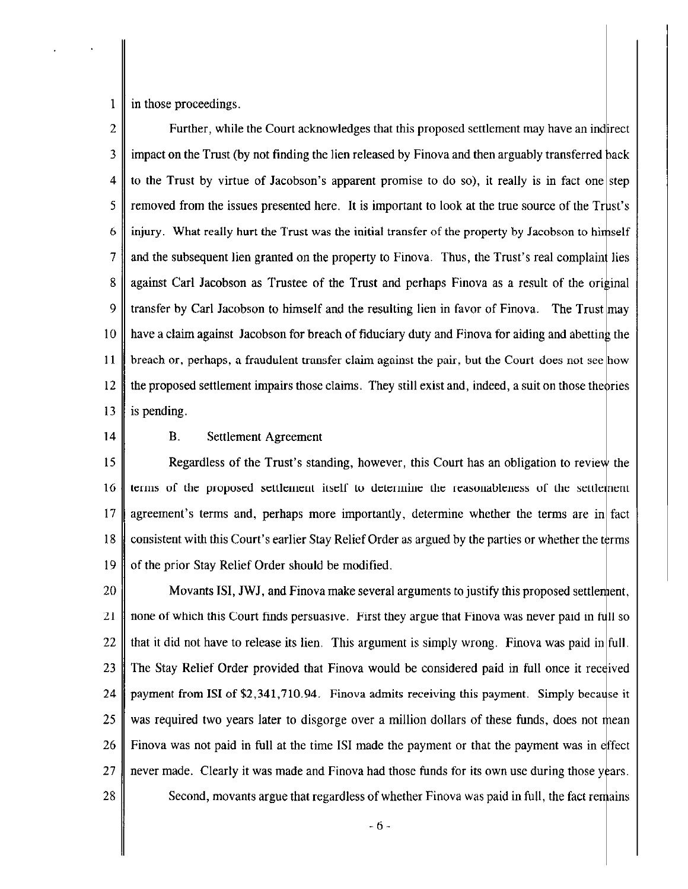in those proceedings.

Further, while the Court acknowledges that this proposed settlement may have an indirect impact on the Trust (by not finding the lien released by Finova and then arguably transferred back to the Trust by virtue of Jacobson's apparent promise to do so), it really is in fact one step removed from the issues presented here. It is important to look at the true source of the Trust's injury. What really hurt the Trust was the initial transfer of the property by Jacobson to himself and the subsequent lien granted on the property to Finova. Thus, the Trust's real complaint lies against Carl Jacobson as Trustee of the Trust and perhaps Finova as a result of the original transfer by Carl Jacobson to himself and the resulting lien in favor of Finova. The Trust may have a claim against Jacobson for breach of fiduciary duty and Finova for aiding and abetting the breach or, perhaps, a fraudulent transfer claim against the pair, but the Court does not see how the proposed settlement impairs those claims. They still exist and, indeed, a suit on those theories is pending.

B. Settlement Agreement

Regardless of the Trust's standing, however, this Court has an obligation to review the terms of the proposed settlement itself to determine the reasonableness of the settlement agreement's terms and, perhaps more importantly, determine whether the terms are in fact consistent with this Court's earlier Stay Relief Order as argued by the parties or whether the terms of the prior Stay Relief Order should be modified.

Movants ISI, JWJ, and Finova make several arguments to justify this proposed settlement, none of which this Court finds persuasive. First they argue that Finova was never paid in full so that it did not have to release its lien. This argument is simply wrong. Finova was paid in full. The Stay Relief Order provided that Finova would be considered paid in full once it received payment from ISI of $2,341,710.94. Finova admits receiving this payment. Simply because it was required two years later to disgorge over a million dollars of these funds, does not mean Finova was not paid in full at the time ISI made the payment or that the payment was in effect never made. Clearly it was made and Finova had those funds for its own use during those years.

Second, movants argue that regardless of whether Finova was paid in full, the fact remains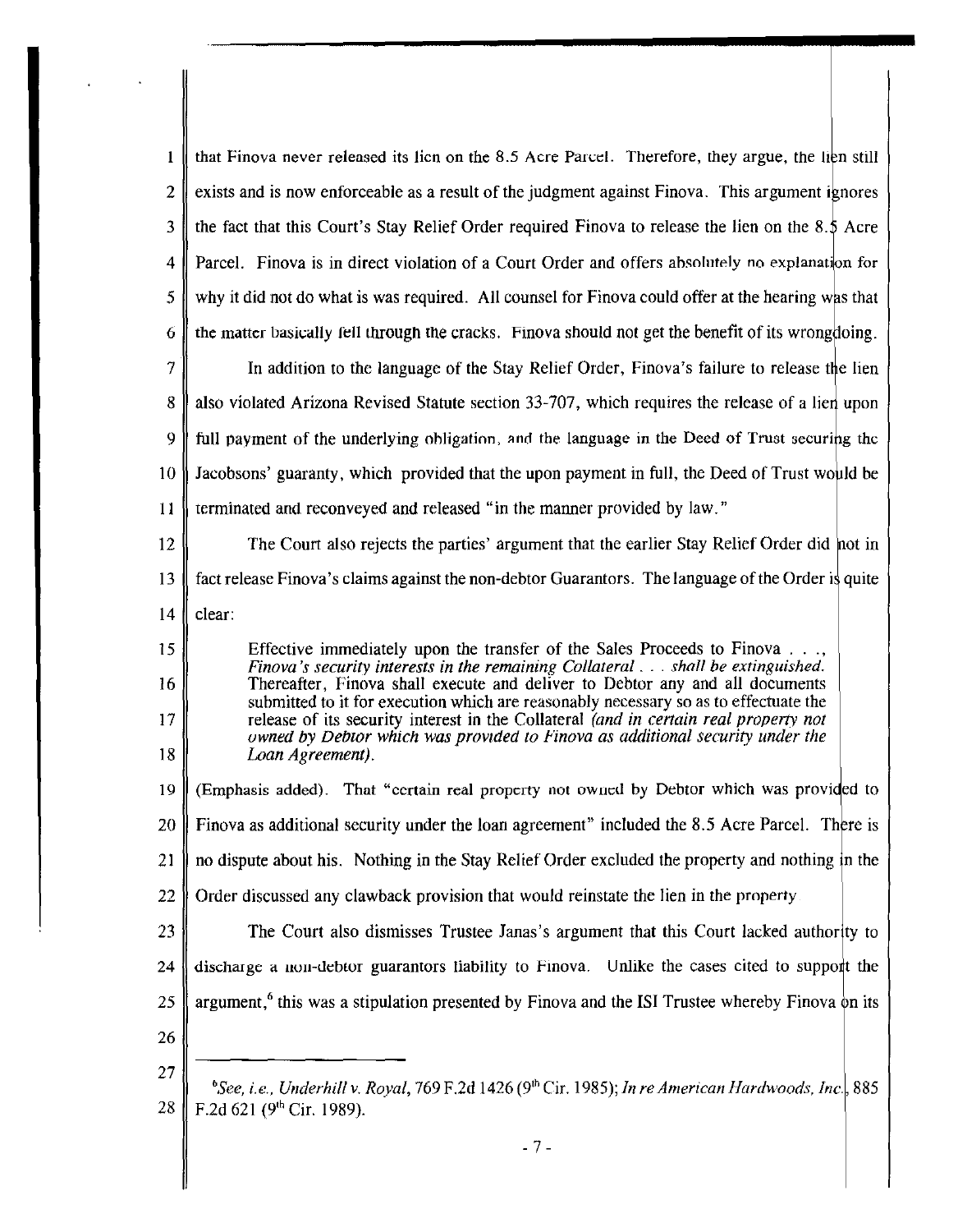that Finova never released its lien on the 8.5 Acre Parcel. Therefore, they argue, the lien still exists and is now enforceable as a result of the judgment against Finova. This argument ignores the fact that this Court's Stay Relief Order required Finova to release the lien on the 8.5 Acre Parcel. Finova is in direct violation of a Court Order and offers absolutely no explanation for why it did not do what is was required. All counsel for Finova could offer at the hearing was that the matter basically fell through the cracks. Finova should not get the benefit of its wrongdoing.

In addition to the language of the Stay Relief Order, Finova's failure to release the lien also violated Arizona Revised Statute section 33-707, which requires the release of a lien upon full payment of the underlying obligation, and the language in the Deed of Trust securing the Jacobsons' guaranty, which provided that the upon payment in full, the Deed of Trust would be terminated and reconveyed and released "in the manner provided by law."

The Court also rejects the parties' argument that the earlier Stay Relief Order did not in fact release Finova's claims against the non-debtor Guarantors. The language of the Order is quite clear:

> Effective immediately upon the transfer of the Sales Proceeds to Finova . . ., *Finova's security interests in the remaining Collateral . . . shall be extinguished.* Thereafter, Finova shall execute and deliver to Debtor any and all documents submitted to it for execution which are reasonably necessary so as to effectuate the release of its security interest in the Collateral *(and in certain real property not owned by Debtor which was provided to Finova as additional security under the Loan Agreement).*

(Emphasis added). That "certain real property not owned by Debtor which was provided to Finova as additional security under the loan agreement" included the 8.5 Acre Parcel. There is no dispute about his. Nothing in the Stay Relief Order excluded the property and nothing in the Order discussed any clawback provision that would reinstate the lien in the property.

The Court also dismisses Trustee Janas's argument that this Court lacked authority to discharge a non-debtor guarantors liability to Finova. Unlike the cases cited to support the argument,[6] this was a stipulation presented by Finova and the ISI Trustee whereby Finova on its

---

[6] *See, i.e., Underhill v. Royal*, 769 F.2d 1426 (9th Cir. 1985); *In re American Hardwoods, Inc.*, 885 F.2d 621 (9th Cir. 1989).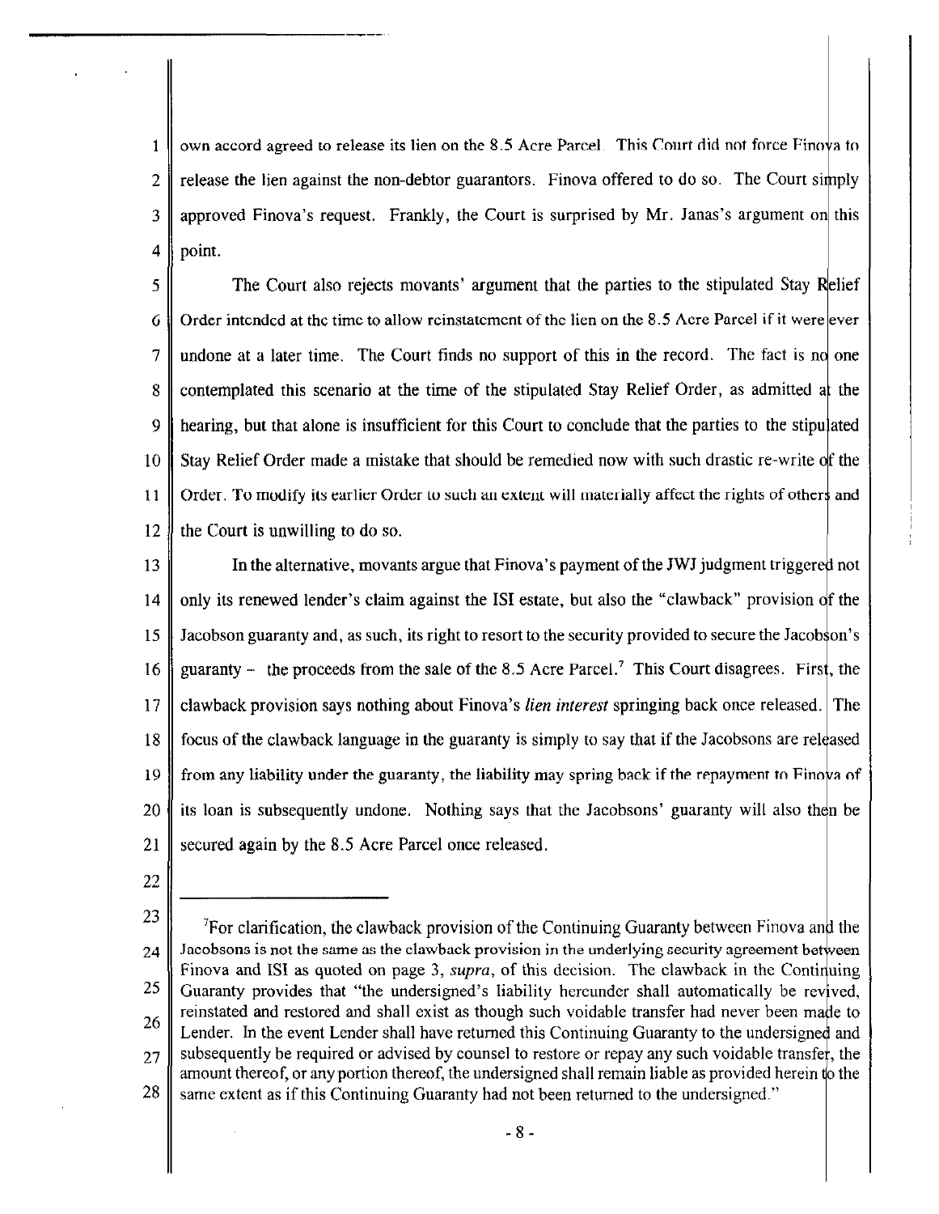own accord agreed to release its lien on the 8.5 Acre Parcel. This Court did not force Finova to release the lien against the non-debtor guarantors. Finova offered to do so. The Court simply approved Finova's request. Frankly, the Court is surprised by Mr. Janas's argument on this point.

The Court also rejects movants' argument that the parties to the stipulated Stay Relief Order intended at the time to allow reinstatement of the lien on the 8.5 Acre Parcel if it were ever undone at a later time. The Court finds no support of this in the record. The fact is no one contemplated this scenario at the time of the stipulated Stay Relief Order, as admitted at the hearing, but that alone is insufficient for this Court to conclude that the parties to the stipulated Stay Relief Order made a mistake that should be remedied now with such drastic re-write of the Order. To modify its earlier Order to such an extent will materially affect the rights of others and the Court is unwilling to do so.

In the alternative, movants argue that Finova's payment of the JWJ judgment triggered not only its renewed lender's claim against the ISI estate, but also the "clawback" provision of the Jacobson guaranty and, as such, its right to resort to the security provided to secure the Jacobson's guaranty – the proceeds from the sale of the 8.5 Acre Parcel.[7] This Court disagrees. First, the clawback provision says nothing about Finova's *lien interest* springing back once released. The focus of the clawback language in the guaranty is simply to say that if the Jacobsons are released from any liability under the guaranty, the liability may spring back if the repayment to Finova of its loan is subsequently undone. Nothing says that the Jacobsons' guaranty will also then be secured again by the 8.5 Acre Parcel once released.

---

[7]For clarification, the clawback provision of the Continuing Guaranty between Finova and the Jacobsons is not the same as the clawback provision in the underlying security agreement between Finova and ISI as quoted on page 3, *supra*, of this decision. The clawback in the Continuing Guaranty provides that "the undersigned's liability hereunder shall automatically be revived, reinstated and restored and shall exist as though such voidable transfer had never been made to Lender. In the event Lender shall have returned this Continuing Guaranty to the undersigned and subsequently be required or advised by counsel to restore or repay any such voidable transfer, the amount thereof, or any portion thereof, the undersigned shall remain liable as provided herein to the same extent as if this Continuing Guaranty had not been returned to the undersigned."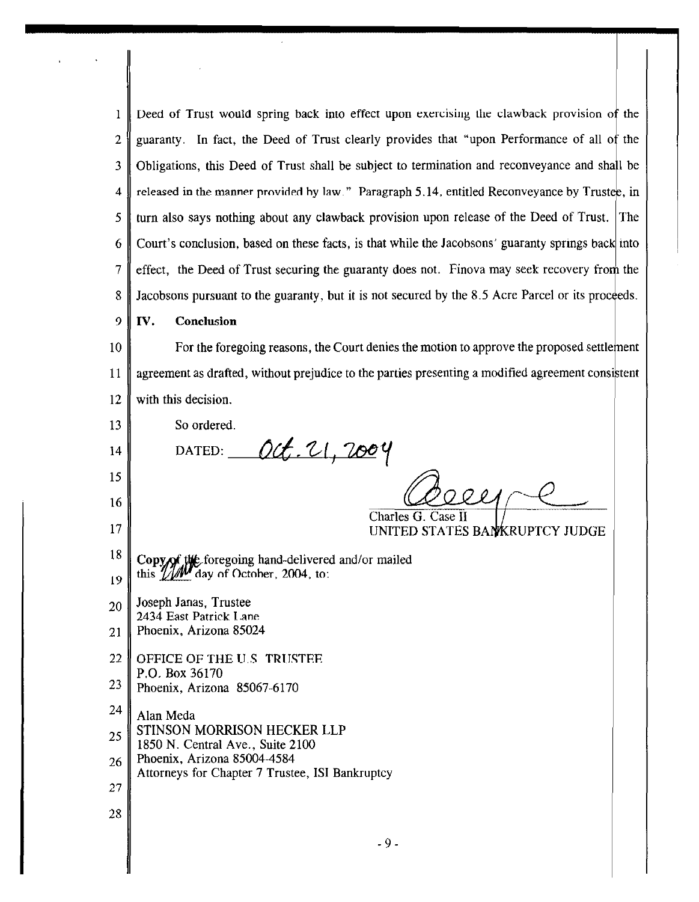Deed of Trust would spring back into effect upon exercising the clawback provision of the guaranty. In fact, the Deed of Trust clearly provides that "upon Performance of all of the Obligations, this Deed of Trust shall be subject to termination and reconveyance and shall be released in the manner provided by law." Paragraph 5.14, entitled Reconveyance by Trustee, in turn also says nothing about any clawback provision upon release of the Deed of Trust. The Court's conclusion, based on these facts, is that while the Jacobsons' guaranty springs back into effect, the Deed of Trust securing the guaranty does not. Finova may seek recovery from the Jacobsons pursuant to the guaranty, but it is not secured by the 8.5 Acre Parcel or its proceeds.

## IV. Conclusion

For the foregoing reasons, the Court denies the motion to approve the proposed settlement agreement as drafted, without prejudice to the parties presenting a modified agreement consistent with this decision.

So ordered.

DATED: Oct. 21, 2004

Charles G. Case II
UNITED STATES BANKRUPTCY JUDGE

Copy of the foregoing hand-delivered and/or mailed this 21st day of October, 2004, to:

Joseph Janas, Trustee
2434 East Patrick Lane
Phoenix, Arizona 85024

OFFICE OF THE U.S. TRUSTEE
P.O. Box 36170
Phoenix, Arizona 85067-6170

Alan Meda
STINSON MORRISON HECKER LLP
1850 N. Central Ave., Suite 2100
Phoenix, Arizona 85004-4584
Attorneys for Chapter 7 Trustee, ISI Bankruptcy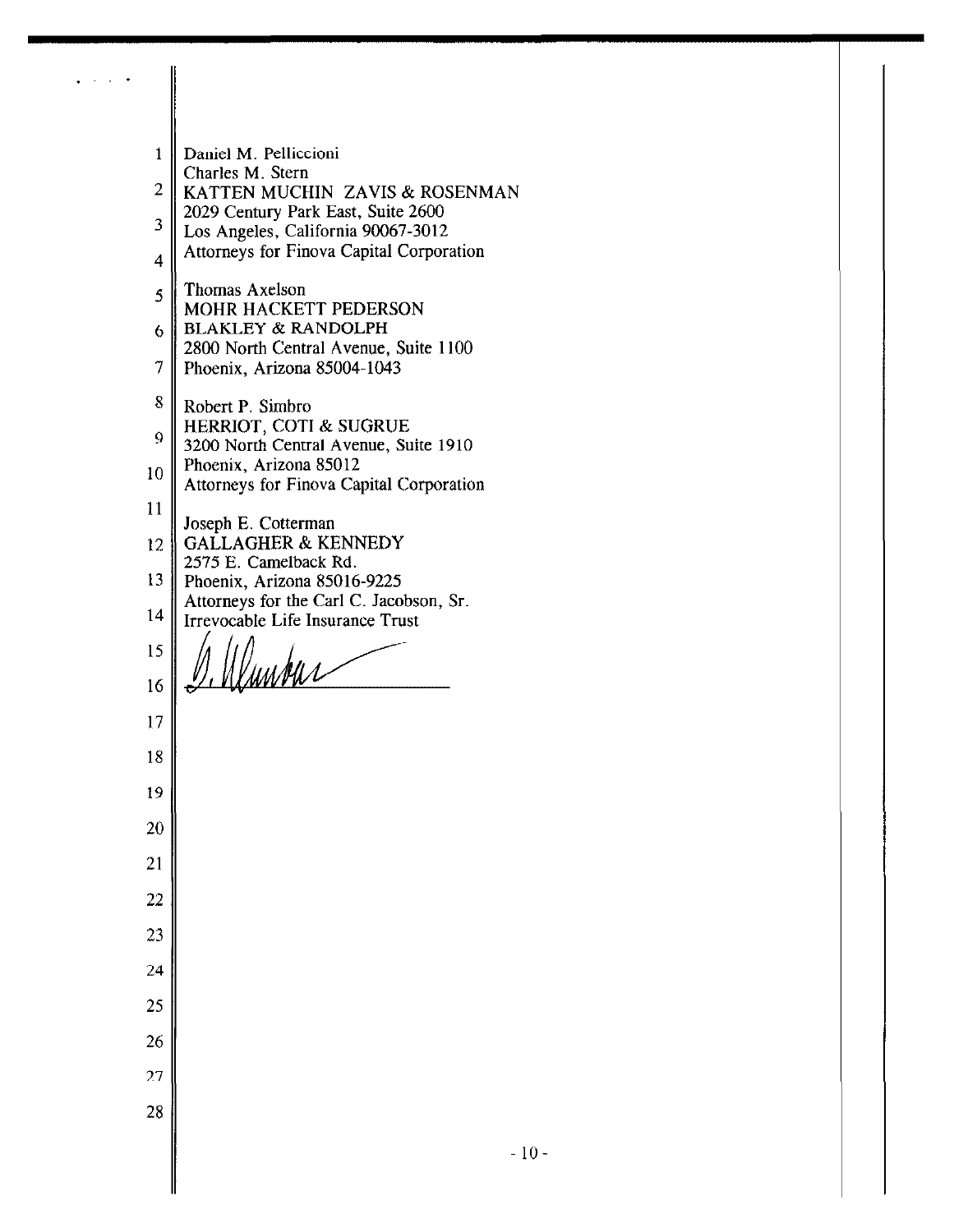Daniel M. Pelliccioni
Charles M. Stern
KATTEN MUCHIN ZAVIS & ROSENMAN
2029 Century Park East, Suite 2600
Los Angeles, California 90067-3012
Attorneys for Finova Capital Corporation

Thomas Axelson
MOHR HACKETT PEDERSON
BLAKLEY & RANDOLPH
2800 North Central Avenue, Suite 1100
Phoenix, Arizona 85004-1043

Robert P. Simbro
HERRIOT, COTI & SUGRUE
3200 North Central Avenue, Suite 1910
Phoenix, Arizona 85012
Attorneys for Finova Capital Corporation

Joseph E. Cotterman
GALLAGHER & KENNEDY
2575 E. Camelback Rd.
Phoenix, Arizona 85016-9225
Attorneys for the Carl C. Jacobson, Sr.
Irrevocable Life Insurance Trust

D. Wunkar